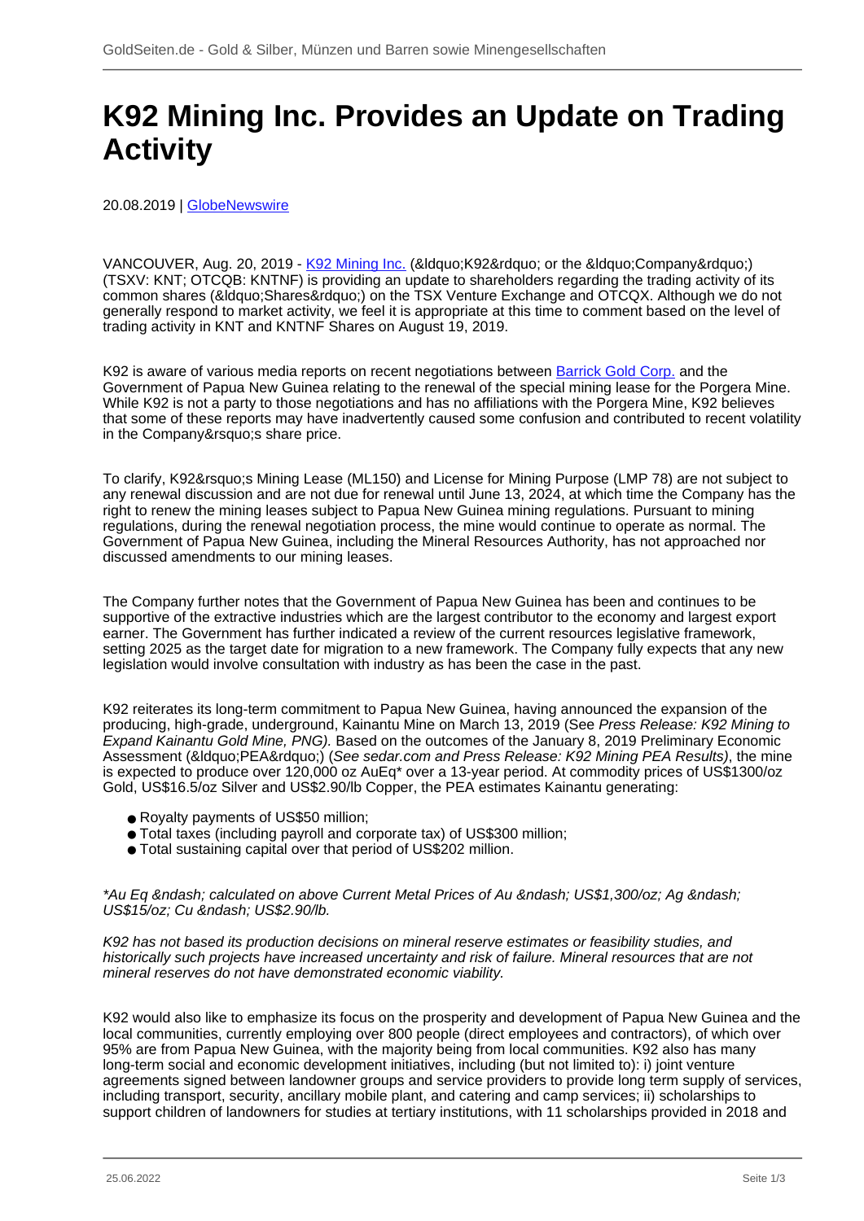# K92 Mining Inc. Provides an Update on Trading Activity

20.08.2019 | GlobeNewswire

VANCOUVER, Aug. 20, 2019 - K92 Mining Inc. (&ldquo;K92&rdquo; or the &ldquo;Company&rdquo;) (TSXV: KNT; OTCQB: KNTNF) is providing an update to shareholders regarding the trading activity of its common shares (&ldquo;Shares&rdquo;) on the TSX Venture Exchange and OTCQX. Although we do not generally respond to market activity, we feel it is appropriate at this time to comment based on the level of trading activity in KNT and KNTNF Shares on August 19, 2019.

K92 is aware of various media reports on recent negotiations between Barrick Gold Corp. and the Government of Papua New Guinea relating to the renewal of the special mining lease for the Porgera Mine. While K92 is not a party to those negotiations and has no affiliations with the Porgera Mine, K92 believes that some of these reports may have inadvertently caused some confusion and contributed to recent volatility in the Company&rsquo;s share price.

To clarify, K92&rsquo;s Mining Lease (ML150) and License for Mining Purpose (LMP 78) are not subject to any renewal discussion and are not due for renewal until June 13, 2024, at which time the Company has the right to renew the mining leases subject to Papua New Guinea mining regulations. Pursuant to mining regulations, during the renewal negotiation process, the mine would continue to operate as normal. The Government of Papua New Guinea, including the Mineral Resources Authority, has not approached nor discussed amendments to our mining leases.

The Company further notes that the Government of Papua New Guinea has been and continues to be supportive of the extractive industries which are the largest contributor to the economy and largest export earner. The Government has further indicated a review of the current resources legislative framework, setting 2025 as the target date for migration to a new framework. The Company fully expects that any new legislation would involve consultation with industry as has been the case in the past.

K92 reiterates its long-term commitment to Papua New Guinea, having announced the expansion of the producing, high-grade, underground, Kainantu Mine on March 13, 2019 (See *Press Release: K92 Mining to Expand Kainantu Gold Mine, PNG).* Based on the outcomes of the January 8, 2019 Preliminary Economic Assessment (&ldquo;PEA&rdquo;) (*See sedar.com and Press Release: K92 Mining PEA Results)*, the mine is expected to produce over 120,000 oz AuEq* over a 13-year period. At commodity prices of US$1300/oz Gold, US$16.5/oz Silver and US$2.90/lb Copper, the PEA estimates Kainantu generating:

- Royalty payments of US$50 million;
- Total taxes (including payroll and corporate tax) of US$300 million;
- Total sustaining capital over that period of US$202 million.

*\*Au Eq &ndash; calculated on above Current Metal Prices of Au &ndash; US$1,300/oz; Ag &ndash; US$15/oz; Cu &ndash; US$2.90/lb.*

*K92 has not based its production decisions on mineral reserve estimates or feasibility studies, and historically such projects have increased uncertainty and risk of failure. Mineral resources that are not mineral reserves do not have demonstrated economic viability.*

K92 would also like to emphasize its focus on the prosperity and development of Papua New Guinea and the local communities, currently employing over 800 people (direct employees and contractors), of which over 95% are from Papua New Guinea, with the majority being from local communities. K92 also has many long-term social and economic development initiatives, including (but not limited to): i) joint venture agreements signed between landowner groups and service providers to provide long term supply of services, including transport, security, ancillary mobile plant, and catering and camp services; ii) scholarships to support children of landowners for studies at tertiary institutions, with 11 scholarships provided in 2018 and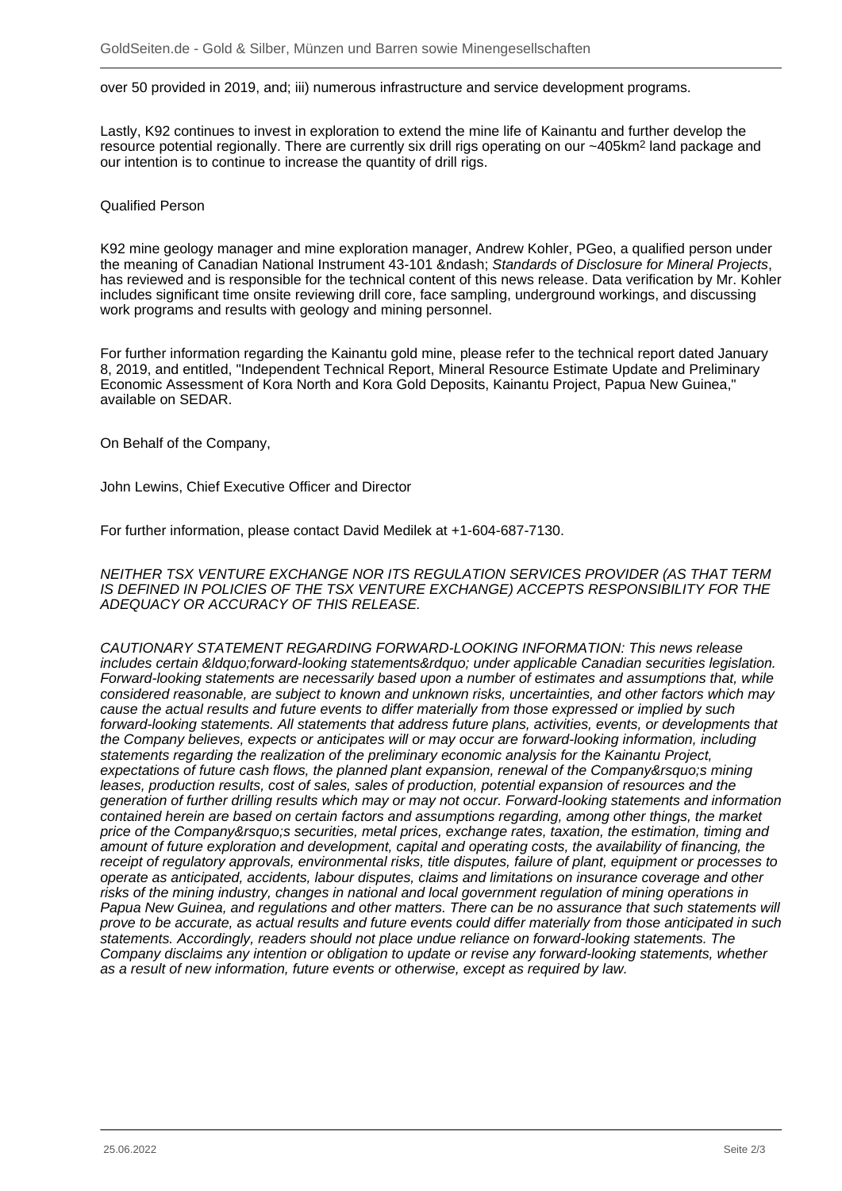over 50 provided in 2019, and; iii) numerous infrastructure and service development programs.

Lastly, K92 continues to invest in exploration to extend the mine life of Kainantu and further develop the resource potential regionally. There are currently six drill rigs operating on our ~405km$^2$ land package and our intention is to continue to increase the quantity of drill rigs.

Qualified Person

K92 mine geology manager and mine exploration manager, Andrew Kohler, PGeo, a qualified person under the meaning of Canadian National Instrument 43-101 &ndash; *Standards of Disclosure for Mineral Projects*, has reviewed and is responsible for the technical content of this news release. Data verification by Mr. Kohler includes significant time onsite reviewing drill core, face sampling, underground workings, and discussing work programs and results with geology and mining personnel.

For further information regarding the Kainantu gold mine, please refer to the technical report dated January 8, 2019, and entitled, "Independent Technical Report, Mineral Resource Estimate Update and Preliminary Economic Assessment of Kora North and Kora Gold Deposits, Kainantu Project, Papua New Guinea," available on SEDAR.

On Behalf of the Company,

John Lewins, Chief Executive Officer and Director

For further information, please contact David Medilek at +1-604-687-7130.

*NEITHER TSX VENTURE EXCHANGE NOR ITS REGULATION SERVICES PROVIDER (AS THAT TERM IS DEFINED IN POLICIES OF THE TSX VENTURE EXCHANGE) ACCEPTS RESPONSIBILITY FOR THE ADEQUACY OR ACCURACY OF THIS RELEASE.*

*CAUTIONARY STATEMENT REGARDING FORWARD-LOOKING INFORMATION: This news release includes certain &ldquo;forward-looking statements&rdquo; under applicable Canadian securities legislation. Forward-looking statements are necessarily based upon a number of estimates and assumptions that, while considered reasonable, are subject to known and unknown risks, uncertainties, and other factors which may cause the actual results and future events to differ materially from those expressed or implied by such forward-looking statements. All statements that address future plans, activities, events, or developments that the Company believes, expects or anticipates will or may occur are forward-looking information, including statements regarding the realization of the preliminary economic analysis for the Kainantu Project, expectations of future cash flows, the planned plant expansion, renewal of the Company&rsquo;s mining leases, production results, cost of sales, sales of production, potential expansion of resources and the generation of further drilling results which may or may not occur. Forward-looking statements and information contained herein are based on certain factors and assumptions regarding, among other things, the market price of the Company&rsquo;s securities, metal prices, exchange rates, taxation, the estimation, timing and amount of future exploration and development, capital and operating costs, the availability of financing, the receipt of regulatory approvals, environmental risks, title disputes, failure of plant, equipment or processes to operate as anticipated, accidents, labour disputes, claims and limitations on insurance coverage and other risks of the mining industry, changes in national and local government regulation of mining operations in Papua New Guinea, and regulations and other matters. There can be no assurance that such statements will prove to be accurate, as actual results and future events could differ materially from those anticipated in such statements. Accordingly, readers should not place undue reliance on forward-looking statements. The Company disclaims any intention or obligation to update or revise any forward-looking statements, whether as a result of new information, future events or otherwise, except as required by law.*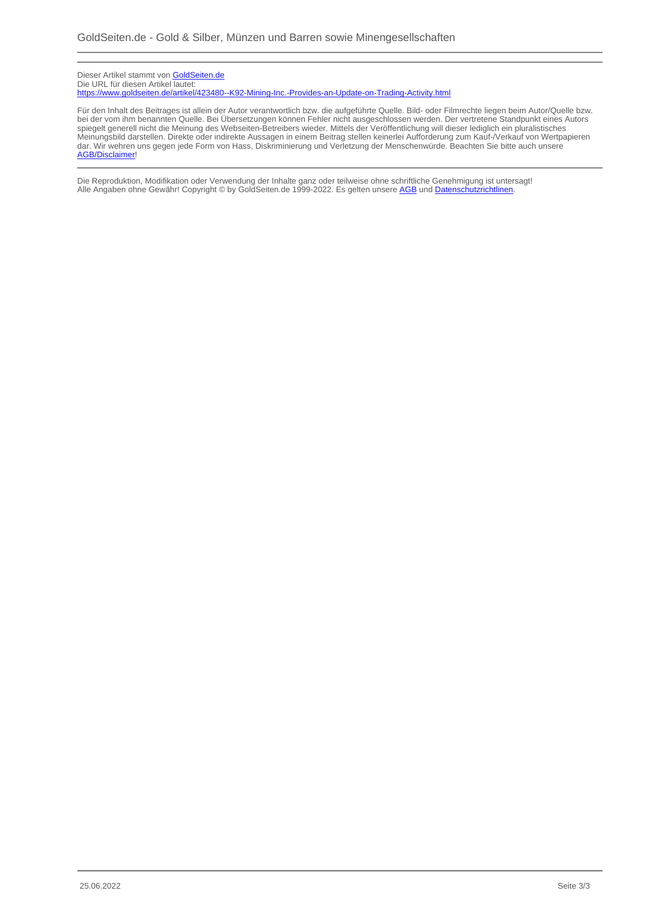Dieser Artikel stammt von [GoldSeiten.de](https://www.goldseiten.de)
Die URL für diesen Artikel lautet:
[https://www.goldseiten.de/artikel/423480--K92-Mining-Inc.-Provides-an-Update-on-Trading-Activity.html](https://www.goldseiten.de/artikel/423480--K92-Mining-Inc.-Provides-an-Update-on-Trading-Activity.html)

Für den Inhalt des Beitrages ist allein der Autor verantwortlich bzw. die aufgeführte Quelle. Bild- oder Filmrechte liegen beim Autor/Quelle bzw. bei der vom ihm benannten Quelle. Bei Übersetzungen können Fehler nicht ausgeschlossen werden. Der vertretene Standpunkt eines Autors spiegelt generell nicht die Meinung des Webseiten-Betreibers wieder. Mittels der Veröffentlichung will dieser lediglich ein pluralistisches Meinungsbild darstellen. Direkte oder indirekte Aussagen in einem Beitrag stellen keinerlei Aufforderung zum Kauf-/Verkauf von Wertpapieren dar. Wir wehren uns gegen jede Form von Hass, Diskriminierung und Verletzung der Menschenwürde. Beachten Sie bitte auch unsere AGB/Disclaimer!

---

Die Reproduktion, Modifikation oder Verwendung der Inhalte ganz oder teilweise ohne schriftliche Genehmigung ist untersagt!
Alle Angaben ohne Gewähr! Copyright © by GoldSeiten.de 1999-2022. Es gelten unsere AGB und Datenschutzrichtlinen.